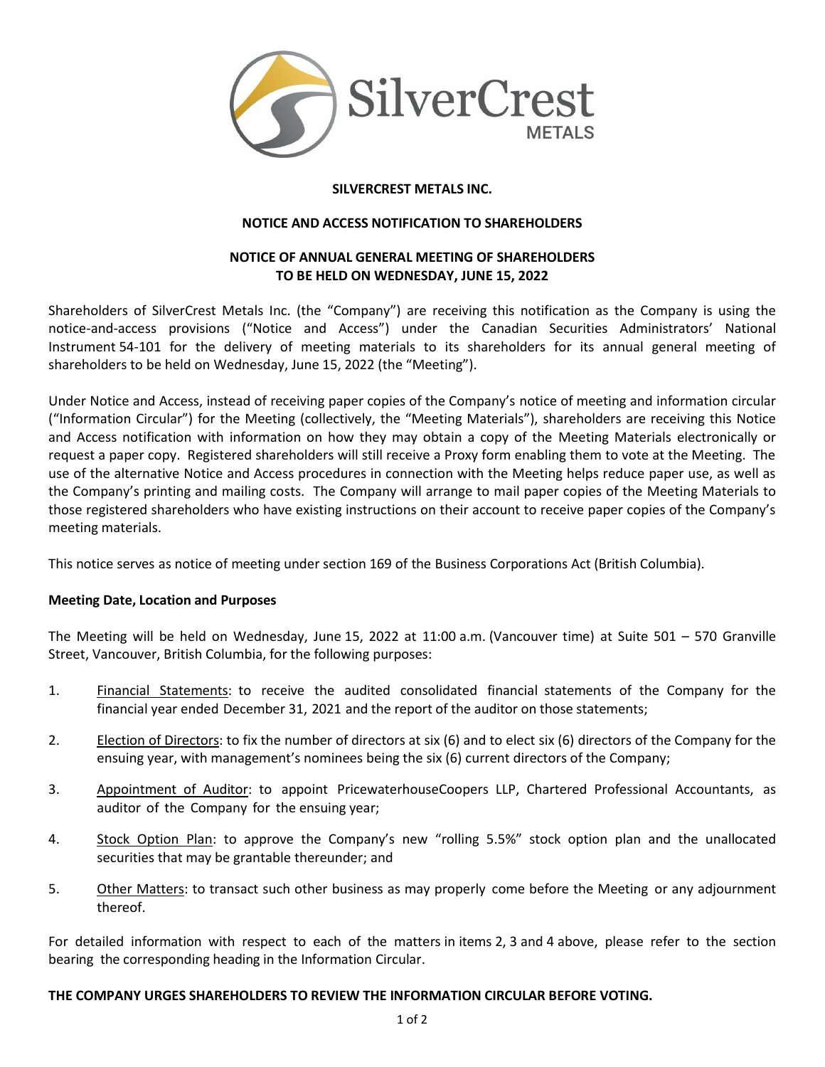**SILVERCREST METALS INC.**

**NOTICE AND ACCESS NOTIFICATION TO SHAREHOLDERS**

**NOTICE OF ANNUAL GENERAL MEETING OF SHAREHOLDERS
TO BE HELD ON WEDNESDAY, JUNE 15, 2022**

Shareholders of SilverCrest Metals Inc. (the "Company") are receiving this notification as the Company is using the notice-and-access provisions ("Notice and Access") under the Canadian Securities Administrators' National Instrument 54-101 for the delivery of meeting materials to its shareholders for its annual general meeting of shareholders to be held on Wednesday, June 15, 2022 (the "Meeting").

Under Notice and Access, instead of receiving paper copies of the Company's notice of meeting and information circular ("Information Circular") for the Meeting (collectively, the "Meeting Materials"), shareholders are receiving this Notice and Access notification with information on how they may obtain a copy of the Meeting Materials electronically or request a paper copy. Registered shareholders will still receive a Proxy form enabling them to vote at the Meeting. The use of the alternative Notice and Access procedures in connection with the Meeting helps reduce paper use, as well as the Company's printing and mailing costs. The Company will arrange to mail paper copies of the Meeting Materials to those registered shareholders who have existing instructions on their account to receive paper copies of the Company's meeting materials.

This notice serves as notice of meeting under section 169 of the Business Corporations Act (British Columbia).

**Meeting Date, Location and Purposes**

The Meeting will be held on Wednesday, June 15, 2022 at 11:00 a.m. (Vancouver time) at Suite 501 – 570 Granville Street, Vancouver, British Columbia, for the following purposes:

1. Financial Statements: to receive the audited consolidated financial statements of the Company for the financial year ended December 31, 2021 and the report of the auditor on those statements;
2. Election of Directors: to fix the number of directors at six (6) and to elect six (6) directors of the Company for the ensuing year, with management's nominees being the six (6) current directors of the Company;
3. Appointment of Auditor: to appoint PricewaterhouseCoopers LLP, Chartered Professional Accountants, as auditor of the Company for the ensuing year;
4. Stock Option Plan: to approve the Company's new "rolling 5.5%" stock option plan and the unallocated securities that may be grantable thereunder; and
5. Other Matters: to transact such other business as may properly come before the Meeting or any adjournment thereof.

For detailed information with respect to each of the matters in items 2, 3 and 4 above, please refer to the section bearing the corresponding heading in the Information Circular.

**THE COMPANY URGES SHAREHOLDERS TO REVIEW THE INFORMATION CIRCULAR BEFORE VOTING.**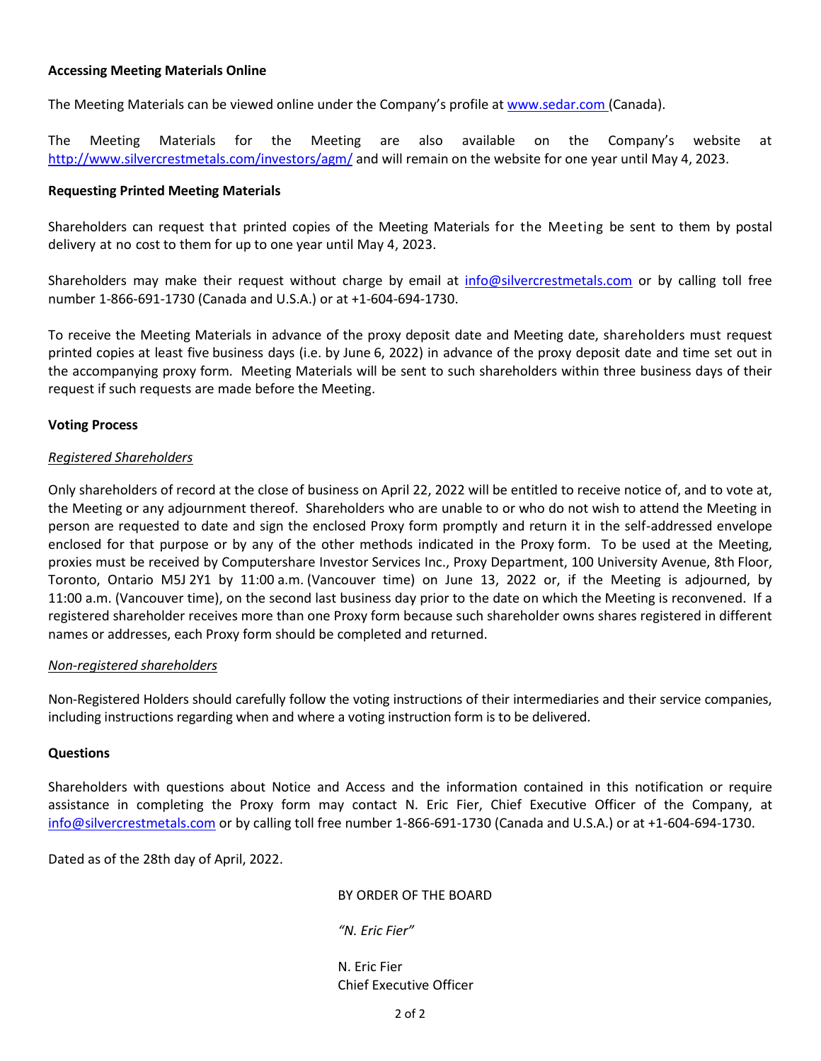**Accessing Meeting Materials Online**

The Meeting Materials can be viewed online under the Company's profile at www.sedar.com (Canada).

The Meeting Materials for the Meeting are also available on the Company's website at http://www.silvercrestmetals.com/investors/agm/ and will remain on the website for one year until May 4, 2023.

**Requesting Printed Meeting Materials**

Shareholders can request that printed copies of the Meeting Materials for the Meeting be sent to them by postal delivery at no cost to them for up to one year until May 4, 2023.

Shareholders may make their request without charge by email at info@silvercrestmetals.com or by calling toll free number 1-866-691-1730 (Canada and U.S.A.) or at +1-604-694-1730.

To receive the Meeting Materials in advance of the proxy deposit date and Meeting date, shareholders must request printed copies at least five business days (i.e. by June 6, 2022) in advance of the proxy deposit date and time set out in the accompanying proxy form. Meeting Materials will be sent to such shareholders within three business days of their request if such requests are made before the Meeting.

**Voting Process**

*Registered Shareholders*

Only shareholders of record at the close of business on April 22, 2022 will be entitled to receive notice of, and to vote at, the Meeting or any adjournment thereof. Shareholders who are unable to or who do not wish to attend the Meeting in person are requested to date and sign the enclosed Proxy form promptly and return it in the self-addressed envelope enclosed for that purpose or by any of the other methods indicated in the Proxy form. To be used at the Meeting, proxies must be received by Computershare Investor Services Inc., Proxy Department, 100 University Avenue, 8th Floor, Toronto, Ontario M5J 2Y1 by 11:00 a.m. (Vancouver time) on June 13, 2022 or, if the Meeting is adjourned, by 11:00 a.m. (Vancouver time), on the second last business day prior to the date on which the Meeting is reconvened. If a registered shareholder receives more than one Proxy form because such shareholder owns shares registered in different names or addresses, each Proxy form should be completed and returned.

*Non-registered shareholders*

Non-Registered Holders should carefully follow the voting instructions of their intermediaries and their service companies, including instructions regarding when and where a voting instruction form is to be delivered.

**Questions**

Shareholders with questions about Notice and Access and the information contained in this notification or require assistance in completing the Proxy form may contact N. Eric Fier, Chief Executive Officer of the Company, at info@silvercrestmetals.com or by calling toll free number 1-866-691-1730 (Canada and U.S.A.) or at +1-604-694-1730.

Dated as of the 28th day of April, 2022.

BY ORDER OF THE BOARD

*"N. Eric Fier"*

N. Eric Fier
Chief Executive Officer